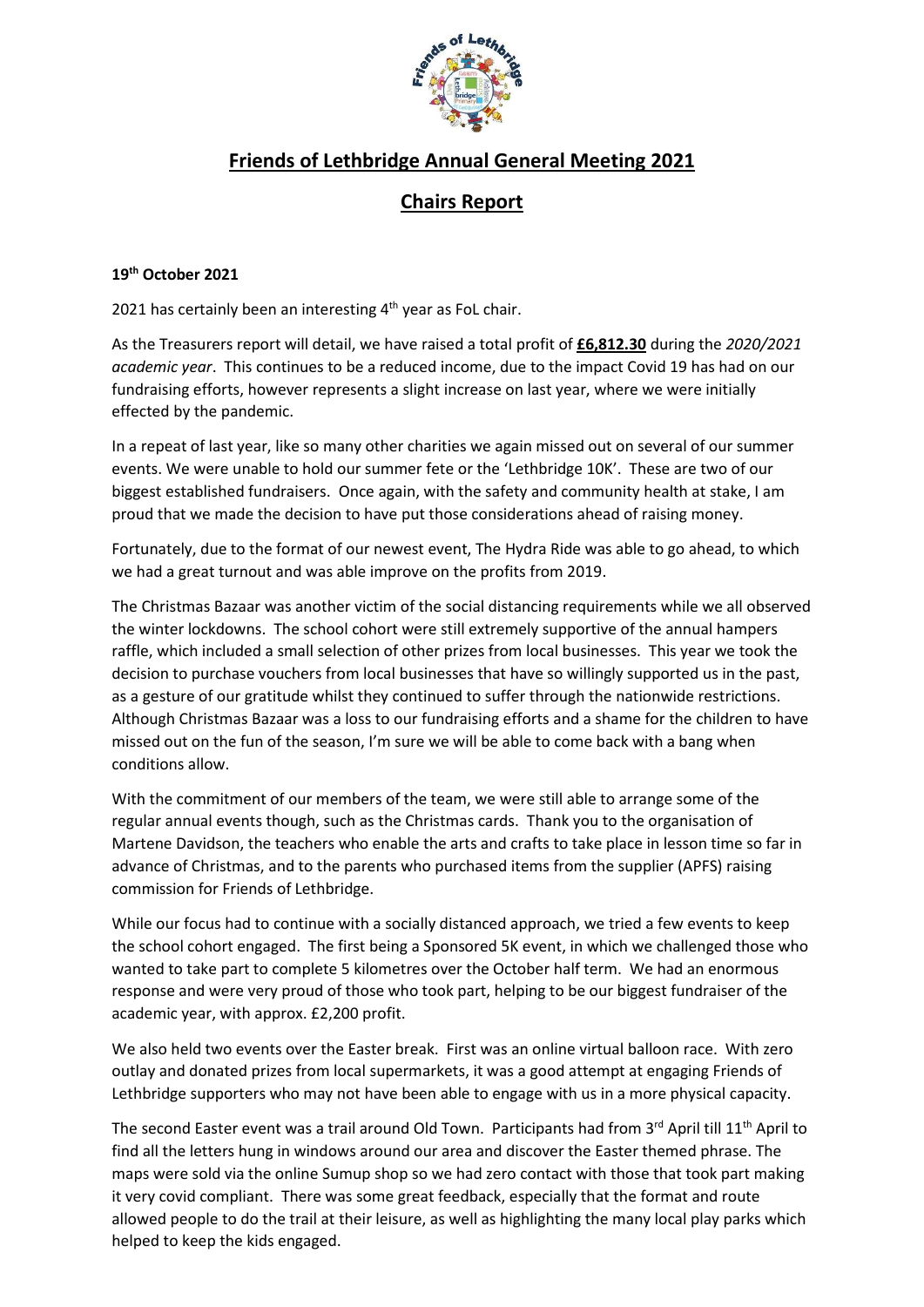# **Friends of Lethbridge Annual General Meeting 2021**

## **Chairs Report**

**19th October 2021**

2021 has certainly been an interesting 4th year as FoL chair.

As the Treasurers report will detail, we have raised a total profit of **£6,812.30** during the *2020/2021 academic year*. This continues to be a reduced income, due to the impact Covid 19 has had on our fundraising efforts, however represents a slight increase on last year, where we were initially effected by the pandemic.

In a repeat of last year, like so many other charities we again missed out on several of our summer events. We were unable to hold our summer fete or the 'Lethbridge 10K'. These are two of our biggest established fundraisers. Once again, with the safety and community health at stake, I am proud that we made the decision to have put those considerations ahead of raising money.

Fortunately, due to the format of our newest event, The Hydra Ride was able to go ahead, to which we had a great turnout and was able improve on the profits from 2019.

The Christmas Bazaar was another victim of the social distancing requirements while we all observed the winter lockdowns. The school cohort were still extremely supportive of the annual hampers raffle, which included a small selection of other prizes from local businesses. This year we took the decision to purchase vouchers from local businesses that have so willingly supported us in the past, as a gesture of our gratitude whilst they continued to suffer through the nationwide restrictions. Although Christmas Bazaar was a loss to our fundraising efforts and a shame for the children to have missed out on the fun of the season, I'm sure we will be able to come back with a bang when conditions allow.

With the commitment of our members of the team, we were still able to arrange some of the regular annual events though, such as the Christmas cards. Thank you to the organisation of Martene Davidson, the teachers who enable the arts and crafts to take place in lesson time so far in advance of Christmas, and to the parents who purchased items from the supplier (APFS) raising commission for Friends of Lethbridge.

While our focus had to continue with a socially distanced approach, we tried a few events to keep the school cohort engaged. The first being a Sponsored 5K event, in which we challenged those who wanted to take part to complete 5 kilometres over the October half term. We had an enormous response and were very proud of those who took part, helping to be our biggest fundraiser of the academic year, with approx. £2,200 profit.

We also held two events over the Easter break. First was an online virtual balloon race. With zero outlay and donated prizes from local supermarkets, it was a good attempt at engaging Friends of Lethbridge supporters who may not have been able to engage with us in a more physical capacity.

The second Easter event was a trail around Old Town. Participants had from 3rd April till 11th April to find all the letters hung in windows around our area and discover the Easter themed phrase. The maps were sold via the online Sumup shop so we had zero contact with those that took part making it very covid compliant. There was some great feedback, especially that the format and route allowed people to do the trail at their leisure, as well as highlighting the many local play parks which helped to keep the kids engaged.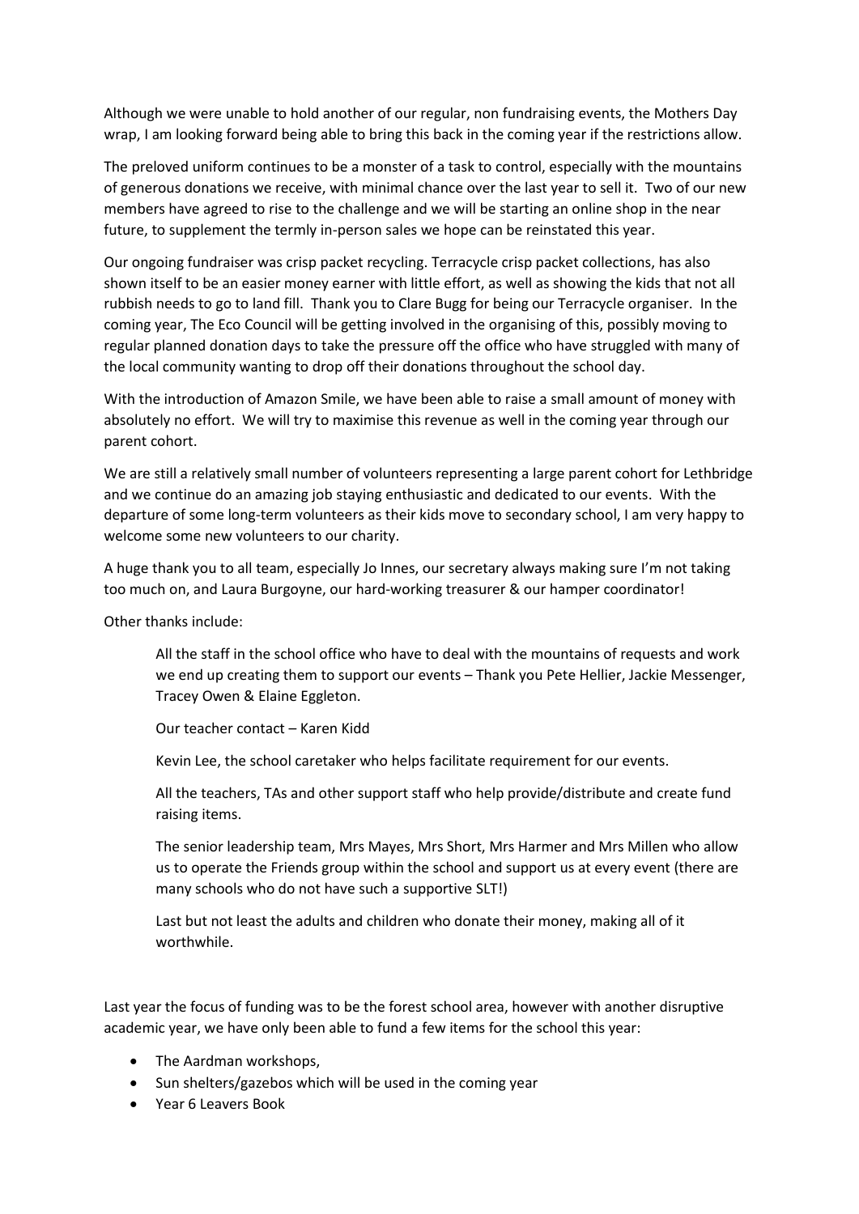Although we were unable to hold another of our regular, non fundraising events, the Mothers Day wrap, I am looking forward being able to bring this back in the coming year if the restrictions allow.

The preloved uniform continues to be a monster of a task to control, especially with the mountains of generous donations we receive, with minimal chance over the last year to sell it. Two of our new members have agreed to rise to the challenge and we will be starting an online shop in the near future, to supplement the termly in-person sales we hope can be reinstated this year.

Our ongoing fundraiser was crisp packet recycling. Terracycle crisp packet collections, has also shown itself to be an easier money earner with little effort, as well as showing the kids that not all rubbish needs to go to land fill. Thank you to Clare Bugg for being our Terracycle organiser. In the coming year, The Eco Council will be getting involved in the organising of this, possibly moving to regular planned donation days to take the pressure off the office who have struggled with many of the local community wanting to drop off their donations throughout the school day.

With the introduction of Amazon Smile, we have been able to raise a small amount of money with absolutely no effort. We will try to maximise this revenue as well in the coming year through our parent cohort.

We are still a relatively small number of volunteers representing a large parent cohort for Lethbridge and we continue do an amazing job staying enthusiastic and dedicated to our events. With the departure of some long-term volunteers as their kids move to secondary school, I am very happy to welcome some new volunteers to our charity.

A huge thank you to all team, especially Jo Innes, our secretary always making sure I'm not taking too much on, and Laura Burgoyne, our hard-working treasurer & our hamper coordinator!

Other thanks include:

> All the staff in the school office who have to deal with the mountains of requests and work we end up creating them to support our events – Thank you Pete Hellier, Jackie Messenger, Tracey Owen & Elaine Eggleton.
>
> Our teacher contact – Karen Kidd
>
> Kevin Lee, the school caretaker who helps facilitate requirement for our events.
>
> All the teachers, TAs and other support staff who help provide/distribute and create fund raising items.
>
> The senior leadership team, Mrs Mayes, Mrs Short, Mrs Harmer and Mrs Millen who allow us to operate the Friends group within the school and support us at every event (there are many schools who do not have such a supportive SLT!)
>
> Last but not least the adults and children who donate their money, making all of it worthwhile.

Last year the focus of funding was to be the forest school area, however with another disruptive academic year, we have only been able to fund a few items for the school this year:

- The Aardman workshops,
- Sun shelters/gazebos which will be used in the coming year
- Year 6 Leavers Book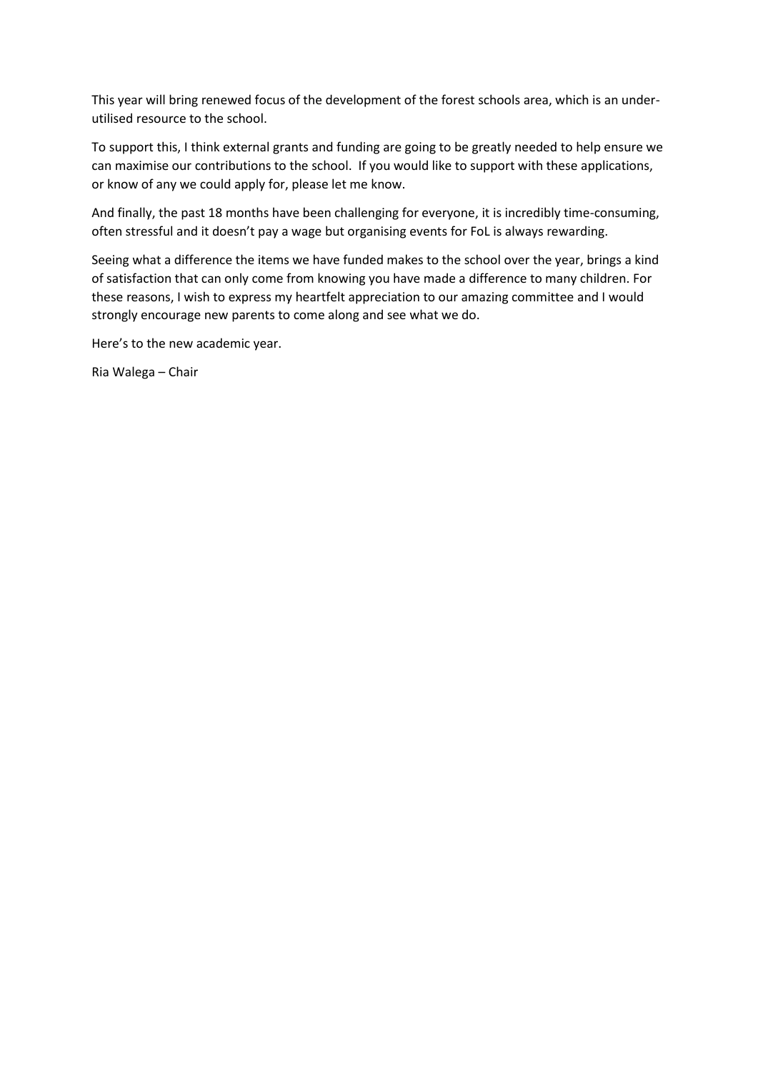This year will bring renewed focus of the development of the forest schools area, which is an under-utilised resource to the school.

To support this, I think external grants and funding are going to be greatly needed to help ensure we can maximise our contributions to the school. If you would like to support with these applications, or know of any we could apply for, please let me know.

And finally, the past 18 months have been challenging for everyone, it is incredibly time-consuming, often stressful and it doesn't pay a wage but organising events for FoL is always rewarding.

Seeing what a difference the items we have funded makes to the school over the year, brings a kind of satisfaction that can only come from knowing you have made a difference to many children. For these reasons, I wish to express my heartfelt appreciation to our amazing committee and I would strongly encourage new parents to come along and see what we do.

Here's to the new academic year.

Ria Walega – Chair